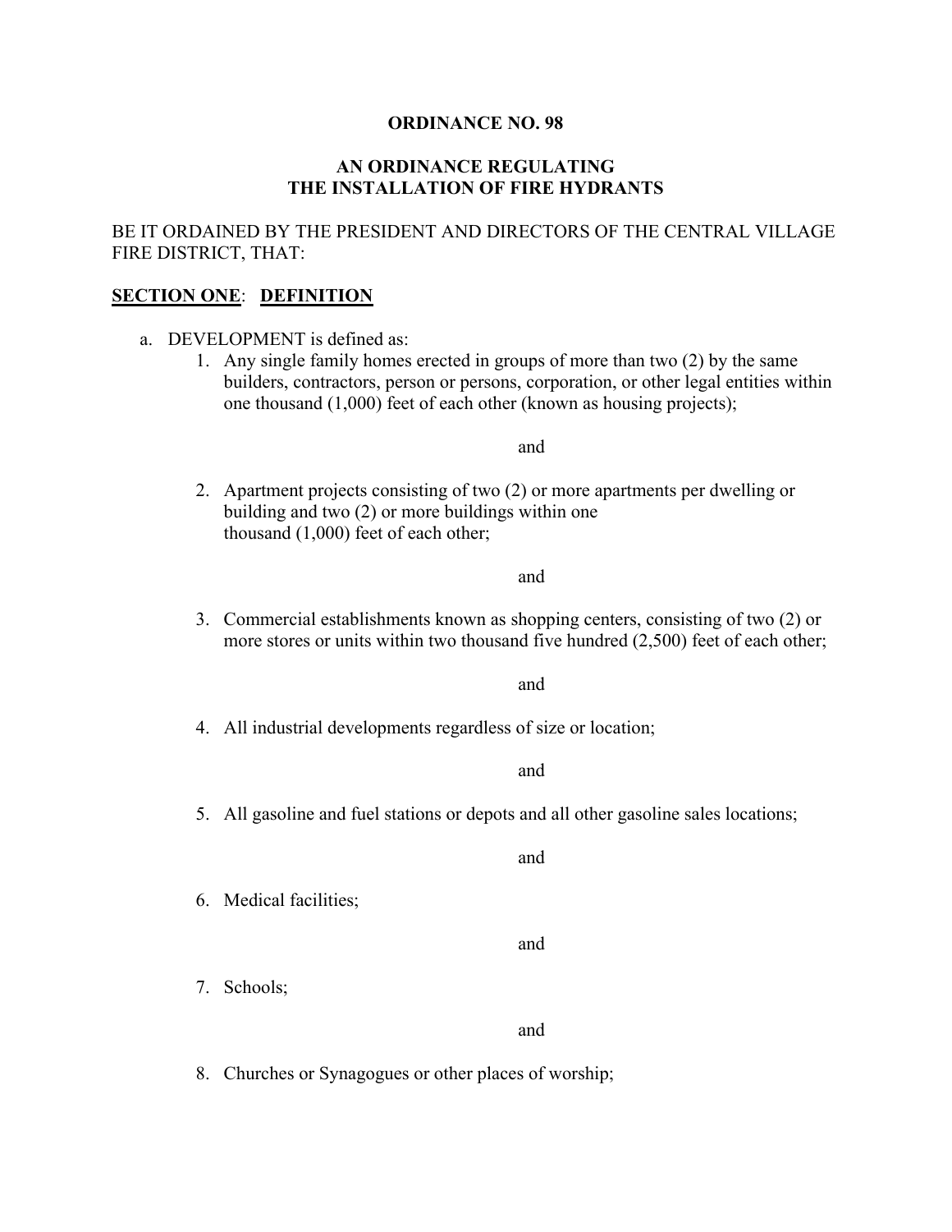**ORDINANCE NO. 98**

**AN ORDINANCE REGULATING THE INSTALLATION OF FIRE HYDRANTS**

BE IT ORDAINED BY THE PRESIDENT AND DIRECTORS OF THE CENTRAL VILLAGE FIRE DISTRICT, THAT:

**SECTION ONE**: **DEFINITION**

a. DEVELOPMENT is defined as:

   1. Any single family homes erected in groups of more than two (2) by the same builders, contractors, person or persons, corporation, or other legal entities within one thousand (1,000) feet of each other (known as housing projects);

      and

   2. Apartment projects consisting of two (2) or more apartments per dwelling or building and two (2) or more buildings within one thousand (1,000) feet of each other;

      and

   3. Commercial establishments known as shopping centers, consisting of two (2) or more stores or units within two thousand five hundred (2,500) feet of each other;

      and

   4. All industrial developments regardless of size or location;

      and

   5. All gasoline and fuel stations or depots and all other gasoline sales locations;

      and

   6. Medical facilities;

      and

   7. Schools;

      and

   8. Churches or Synagogues or other places of worship;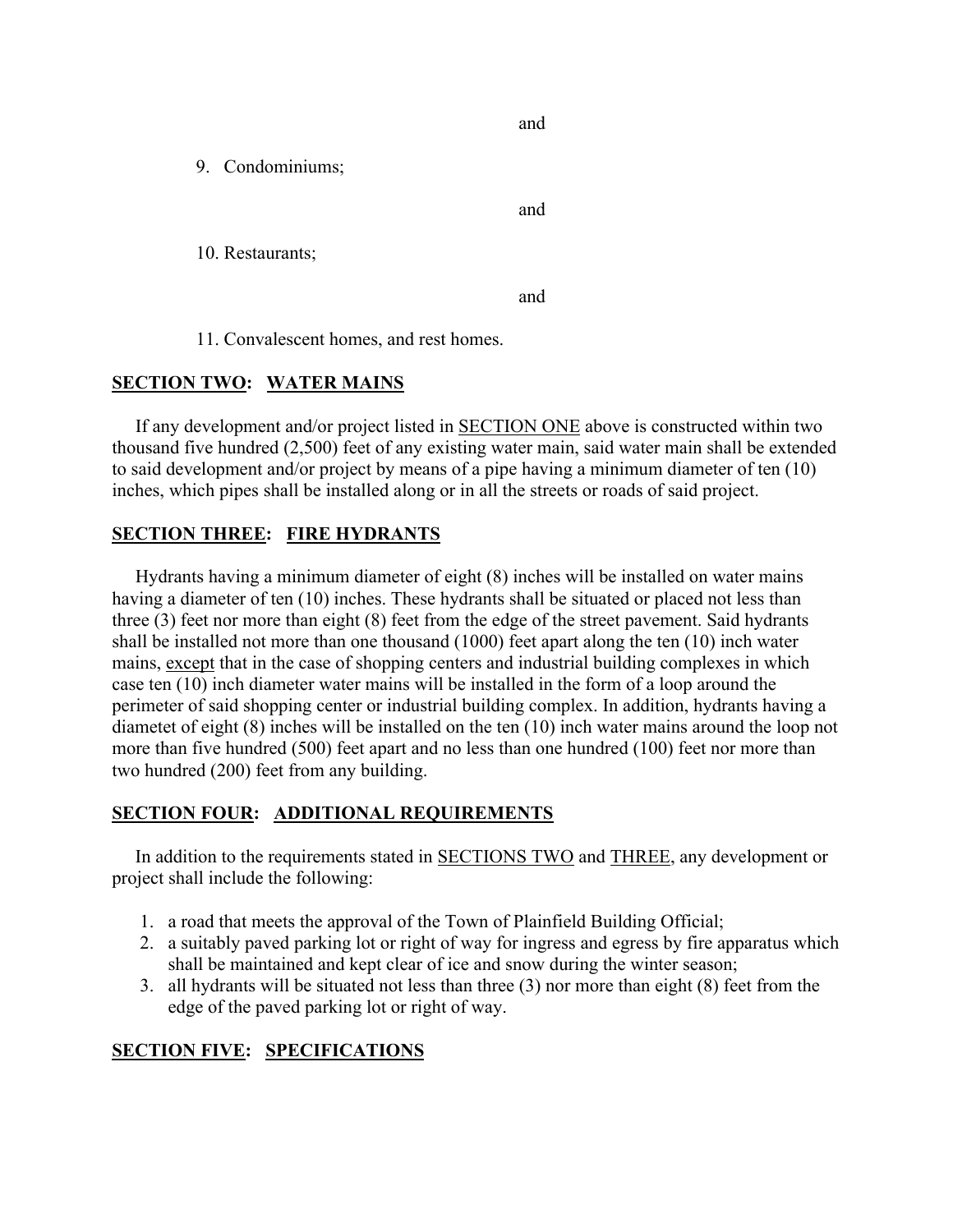and

9. Condominiums;

and

10. Restaurants;

and

11. Convalescent homes, and rest homes.

## SECTION TWO: WATER MAINS

If any development and/or project listed in SECTION ONE above is constructed within two thousand five hundred (2,500) feet of any existing water main, said water main shall be extended to said development and/or project by means of a pipe having a minimum diameter of ten (10) inches, which pipes shall be installed along or in all the streets or roads of said project.

## SECTION THREE: FIRE HYDRANTS

Hydrants having a minimum diameter of eight (8) inches will be installed on water mains having a diameter of ten (10) inches. These hydrants shall be situated or placed not less than three (3) feet nor more than eight (8) feet from the edge of the street pavement. Said hydrants shall be installed not more than one thousand (1000) feet apart along the ten (10) inch water mains, except that in the case of shopping centers and industrial building complexes in which case ten (10) inch diameter water mains will be installed in the form of a loop around the perimeter of said shopping center or industrial building complex. In addition, hydrants having a diametet of eight (8) inches will be installed on the ten (10) inch water mains around the loop not more than five hundred (500) feet apart and no less than one hundred (100) feet nor more than two hundred (200) feet from any building.

## SECTION FOUR: ADDITIONAL REQUIREMENTS

In addition to the requirements stated in SECTIONS TWO and THREE, any development or project shall include the following:

1. a road that meets the approval of the Town of Plainfield Building Official;
2. a suitably paved parking lot or right of way for ingress and egress by fire apparatus which shall be maintained and kept clear of ice and snow during the winter season;
3. all hydrants will be situated not less than three (3) nor more than eight (8) feet from the edge of the paved parking lot or right of way.

## SECTION FIVE: SPECIFICATIONS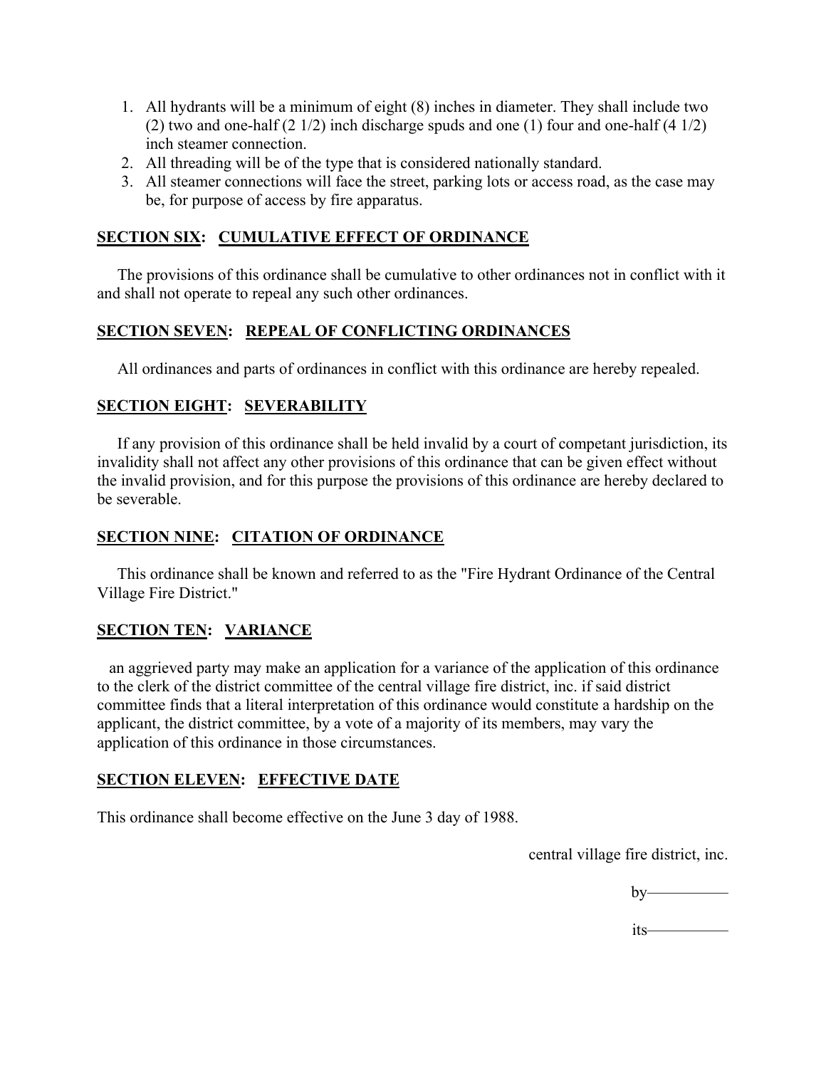1. All hydrants will be a minimum of eight (8) inches in diameter. They shall include two (2) two and one-half (2 1/2) inch discharge spuds and one (1) four and one-half (4 1/2) inch steamer connection.
2. All threading will be of the type that is considered nationally standard.
3. All steamer connections will face the street, parking lots or access road, as the case may be, for purpose of access by fire apparatus.

## SECTION SIX: CUMULATIVE EFFECT OF ORDINANCE

The provisions of this ordinance shall be cumulative to other ordinances not in conflict with it and shall not operate to repeal any such other ordinances.

## SECTION SEVEN: REPEAL OF CONFLICTING ORDINANCES

All ordinances and parts of ordinances in conflict with this ordinance are hereby repealed.

## SECTION EIGHT: SEVERABILITY

If any provision of this ordinance shall be held invalid by a court of competant jurisdiction, its invalidity shall not affect any other provisions of this ordinance that can be given effect without the invalid provision, and for this purpose the provisions of this ordinance are hereby declared to be severable.

## SECTION NINE: CITATION OF ORDINANCE

This ordinance shall be known and referred to as the "Fire Hydrant Ordinance of the Central Village Fire District."

## SECTION TEN: VARIANCE

an aggrieved party may make an application for a variance of the application of this ordinance to the clerk of the district committee of the central village fire district, inc. if said district committee finds that a literal interpretation of this ordinance would constitute a hardship on the applicant, the district committee, by a vote of a majority of its members, may vary the application of this ordinance in those circumstances.

## SECTION ELEVEN: EFFECTIVE DATE

This ordinance shall become effective on the June 3 day of 1988.

central village fire district, inc.

by——————

its——————